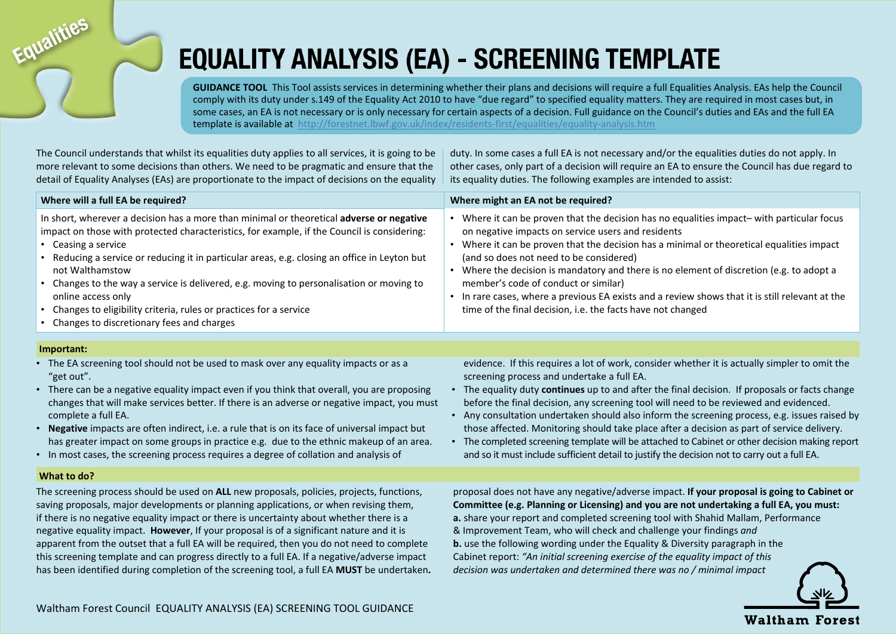Equalities

# EQUALITY ANALYSIS (EA) - SCREENING TEMPLATE

**GUIDANCE TOOL** This Tool assists services in determining whether their plans and decisions will require a full Equalities Analysis. EAs help the Council comply with its duty under s.149 of the Equality Act 2010 to have "due regard" to specified equality matters. They are required in most cases but, in some cases, an EA is not necessary or is only necessary for certain aspects of a decision. Full guidance on the Council's duties and EAs and the full EA template is available at http://forestnet.lbwf.gov.uk/index/residents-first/equalities/equality-analysis.htm

The Council understands that whilst its equalities duty applies to all services, it is going to be more relevant to some decisions than others. We need to be pragmatic and ensure that the detail of Equality Analyses (EAs) are proportionate to the impact of decisions on the equality duty. In some cases a full EA is not necessary and/or the equalities duties do not apply. In other cases, only part of a decision will require an EA to ensure the Council has due regard to its equality duties. The following examples are intended to assist:

| Where will a full EA be required? | Where might an EA not be required? |
|---|---|
| In short, wherever a decision has a more than minimal or theoretical **adverse or negative** impact on those with protected characteristics, for example, if the Council is considering:<br>• Ceasing a service<br>• Reducing a service or reducing it in particular areas, e.g. closing an office in Leyton but not Walthamstow<br>• Changes to the way a service is delivered, e.g. moving to personalisation or moving to online access only<br>• Changes to eligibility criteria, rules or practices for a service<br>• Changes to discretionary fees and charges | • Where it can be proven that the decision has no equalities impact– with particular focus on negative impacts on service users and residents<br>• Where it can be proven that the decision has a minimal or theoretical equalities impact (and so does not need to be considered)<br>• Where the decision is mandatory and there is no element of discretion (e.g. to adopt a member's code of conduct or similar)<br>• In rare cases, where a previous EA exists and a review shows that it is still relevant at the time of the final decision, i.e. the facts have not changed |

**Important:**

- The EA screening tool should not be used to mask over any equality impacts or as a "get out".
- There can be a negative equality impact even if you think that overall, you are proposing changes that will make services better. If there is an adverse or negative impact, you must complete a full EA.
- **Negative** impacts are often indirect, i.e. a rule that is on its face of universal impact but has greater impact on some groups in practice e.g. due to the ethnic makeup of an area.
- In most cases, the screening process requires a degree of collation and analysis of evidence. If this requires a lot of work, consider whether it is actually simpler to omit the screening process and undertake a full EA.
- The equality duty **continues** up to and after the final decision. If proposals or facts change before the final decision, any screening tool will need to be reviewed and evidenced.
- Any consultation undertaken should also inform the screening process, e.g. issues raised by those affected. Monitoring should take place after a decision as part of service delivery.
- The completed screening template will be attached to Cabinet or other decision making report and so it must include sufficient detail to justify the decision not to carry out a full EA.

**What to do?**

The screening process should be used on **ALL** new proposals, policies, projects, functions, saving proposals, major developments or planning applications, or when revising them, if there is no negative equality impact or there is uncertainty about whether there is a negative equality impact. **However**, If your proposal is of a significant nature and it is apparent from the outset that a full EA will be required, then you do not need to complete this screening template and can progress directly to a full EA. If a negative/adverse impact has been identified during completion of the screening tool, a full EA **MUST** be undertaken**.**

proposal does not have any negative/adverse impact. **If your proposal is going to Cabinet or Committee (e.g. Planning or Licensing) and you are not undertaking a full EA, you must:**

**a.** share your report and completed screening tool with Shahid Mallam, Performance & Improvement Team, who will check and challenge your findings *and*

**b.** use the following wording under the Equality & Diversity paragraph in the Cabinet report: *"An initial screening exercise of the equality impact of this decision was undertaken and determined there was no / minimal impact*

Waltham Forest Council EQUALITY ANALYSIS (EA) SCREENING TOOL GUIDANCE

Waltham Forest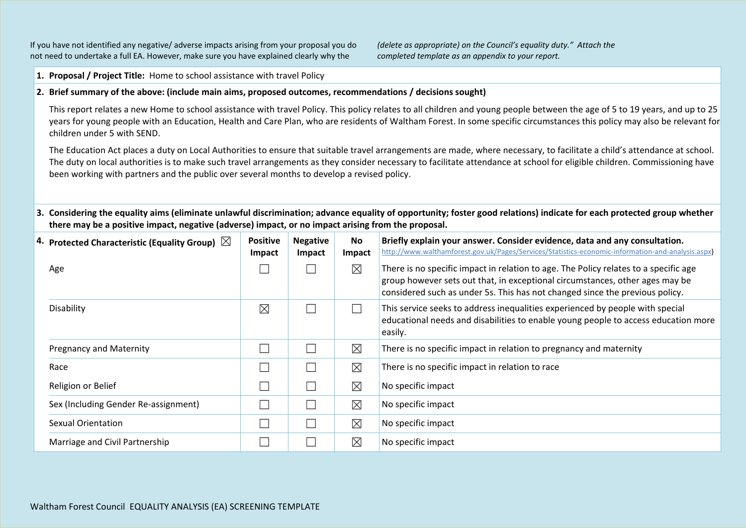If you have not identified any negative/ adverse impacts arising from your proposal you do not need to undertake a full EA. However, make sure you have explained clearly why the *(delete as appropriate) on the Council's equality duty." Attach the completed template as an appendix to your report.*

**1. Proposal / Project Title:** Home to school assistance with travel Policy

**2. Brief summary of the above: (include main aims, proposed outcomes, recommendations / decisions sought)**

This report relates a new Home to school assistance with travel Policy. This policy relates to all children and young people between the age of 5 to 19 years, and up to 25 years for young people with an Education, Health and Care Plan, who are residents of Waltham Forest. In some specific circumstances this policy may also be relevant for children under 5 with SEND.

The Education Act places a duty on Local Authorities to ensure that suitable travel arrangements are made, where necessary, to facilitate a child's attendance at school. The duty on local authorities is to make such travel arrangements as they consider necessary to facilitate attendance at school for eligible children. Commissioning have been working with partners and the public over several months to develop a revised policy.

**3. Considering the equality aims (eliminate unlawful discrimination; advance equality of opportunity; foster good relations) indicate for each protected group whether there may be a positive impact, negative (adverse) impact, or no impact arising from the proposal.**

| 4. Protected Characteristic (Equality Group) ☒ | Positive Impact | Negative Impact | No Impact | Briefly explain your answer. Consider evidence, data and any consultation. (http://www.walthamforest.gov.uk/Pages/Services/Statistics-economic-information-and-analysis.aspx) |
|---|---|---|---|---|
| Age | ☐ | ☐ | ☒ | There is no specific impact in relation to age. The Policy relates to a specific age group however sets out that, in exceptional circumstances, other ages may be considered such as under 5s. This has not changed since the previous policy. |
| Disability | ☒ | ☐ | ☐ | This service seeks to address inequalities experienced by people with special educational needs and disabilities to enable young people to access education more easily. |
| Pregnancy and Maternity | ☐ | ☐ | ☒ | There is no specific impact in relation to pregnancy and maternity |
| Race | ☐ | ☐ | ☒ | There is no specific impact in relation to race |
| Religion or Belief | ☐ | ☐ | ☒ | No specific impact |
| Sex (Including Gender Re-assignment) | ☐ | ☐ | ☒ | No specific impact |
| Sexual Orientation | ☐ | ☐ | ☒ | No specific impact |
| Marriage and Civil Partnership | ☐ | ☐ | ☒ | No specific impact |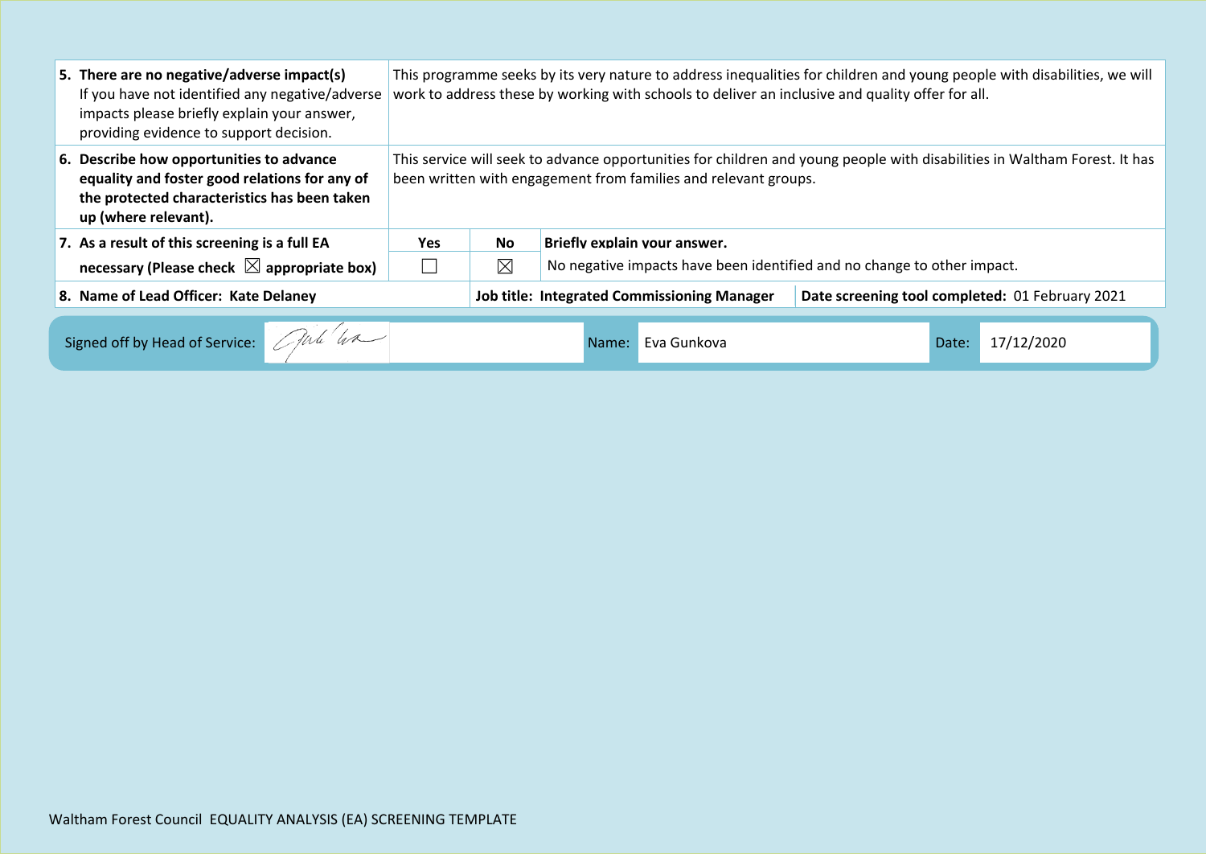| | | | |
|---|---|---|---|
| **5. There are no negative/adverse impact(s)**<br>If you have not identified any negative/adverse impacts please briefly explain your answer, providing evidence to support decision. | This programme seeks by its very nature to address inequalities for children and young people with disabilities, we will work to address these by working with schools to deliver an inclusive and quality offer for all. | | |
| **6. Describe how opportunities to advance equality and foster good relations for any of the protected characteristics has been taken up (where relevant).** | This service will seek to advance opportunities for children and young people with disabilities in Waltham Forest. It has been written with engagement from families and relevant groups. | | |
| **7. As a result of this screening is a full EA necessary (Please check ☒ appropriate box)** | **Yes**<br>☐ | **No**<br>☒ | **Briefly explain your answer.**<br>No negative impacts have been identified and no change to other impact. |
| **8. Name of Lead Officer: Kate Delaney** | **Job title: Integrated Commissioning Manager** | | **Date screening tool completed:** 01 February 2021 |

| | | | | | |
|---|---|---|---|---|---|
| Signed off by Head of Service: | [signature] | Name: | Eva Gunkova | Date: | 17/12/2020 |

Waltham Forest Council EQUALITY ANALYSIS (EA) SCREENING TEMPLATE